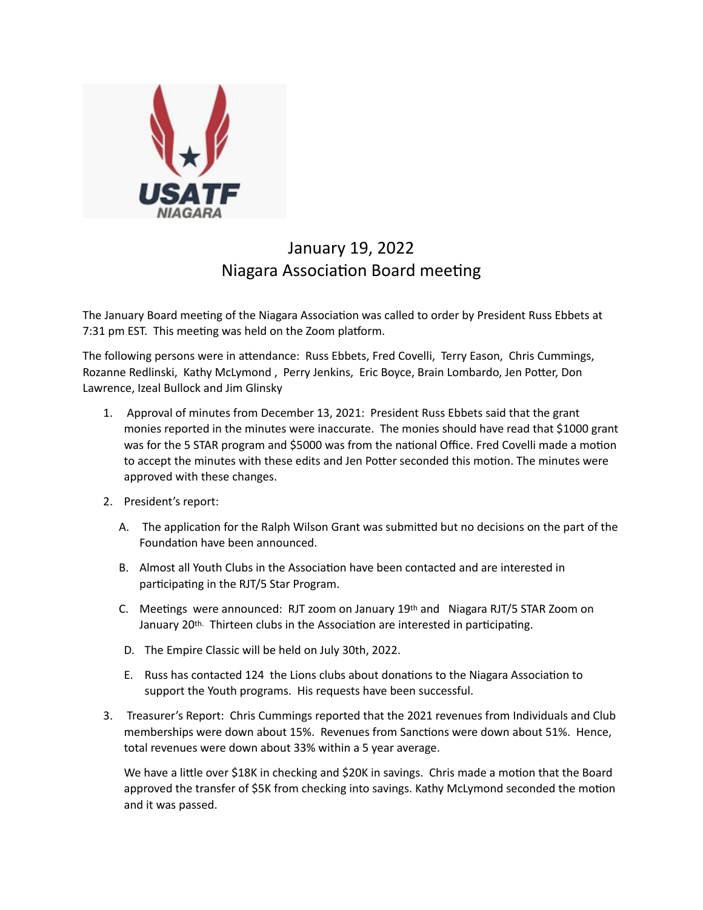# January 19, 2022
# Niagara Association Board meeting

The January Board meeting of the Niagara Association was called to order by President Russ Ebbets at 7:31 pm EST. This meeting was held on the Zoom platform.

The following persons were in attendance: Russ Ebbets, Fred Covelli, Terry Eason, Chris Cummings, Rozanne Redlinski, Kathy McLymond, Perry Jenkins, Eric Boyce, Brain Lombardo, Jen Potter, Don Lawrence, Izeal Bullock and Jim Glinsky

1. Approval of minutes from December 13, 2021: President Russ Ebbets said that the grant monies reported in the minutes were inaccurate. The monies should have read that $1000 grant was for the 5 STAR program and $5000 was from the national Office. Fred Covelli made a motion to accept the minutes with these edits and Jen Potter seconded this motion. The minutes were approved with these changes.

2. President's report:

   A. The application for the Ralph Wilson Grant was submitted but no decisions on the part of the Foundation have been announced.

   B. Almost all Youth Clubs in the Association have been contacted and are interested in participating in the RJT/5 Star Program.

   C. Meetings were announced: RJT zoom on January 19th and Niagara RJT/5 STAR Zoom on January 20th. Thirteen clubs in the Association are interested in participating.

   D. The Empire Classic will be held on July 30th, 2022.

   E. Russ has contacted 124 the Lions clubs about donations to the Niagara Association to support the Youth programs. His requests have been successful.

3. Treasurer's Report: Chris Cummings reported that the 2021 revenues from Individuals and Club memberships were down about 15%. Revenues from Sanctions were down about 51%. Hence, total revenues were down about 33% within a 5 year average.

   We have a little over $18K in checking and $20K in savings. Chris made a motion that the Board approved the transfer of $5K from checking into savings. Kathy McLymond seconded the motion and it was passed.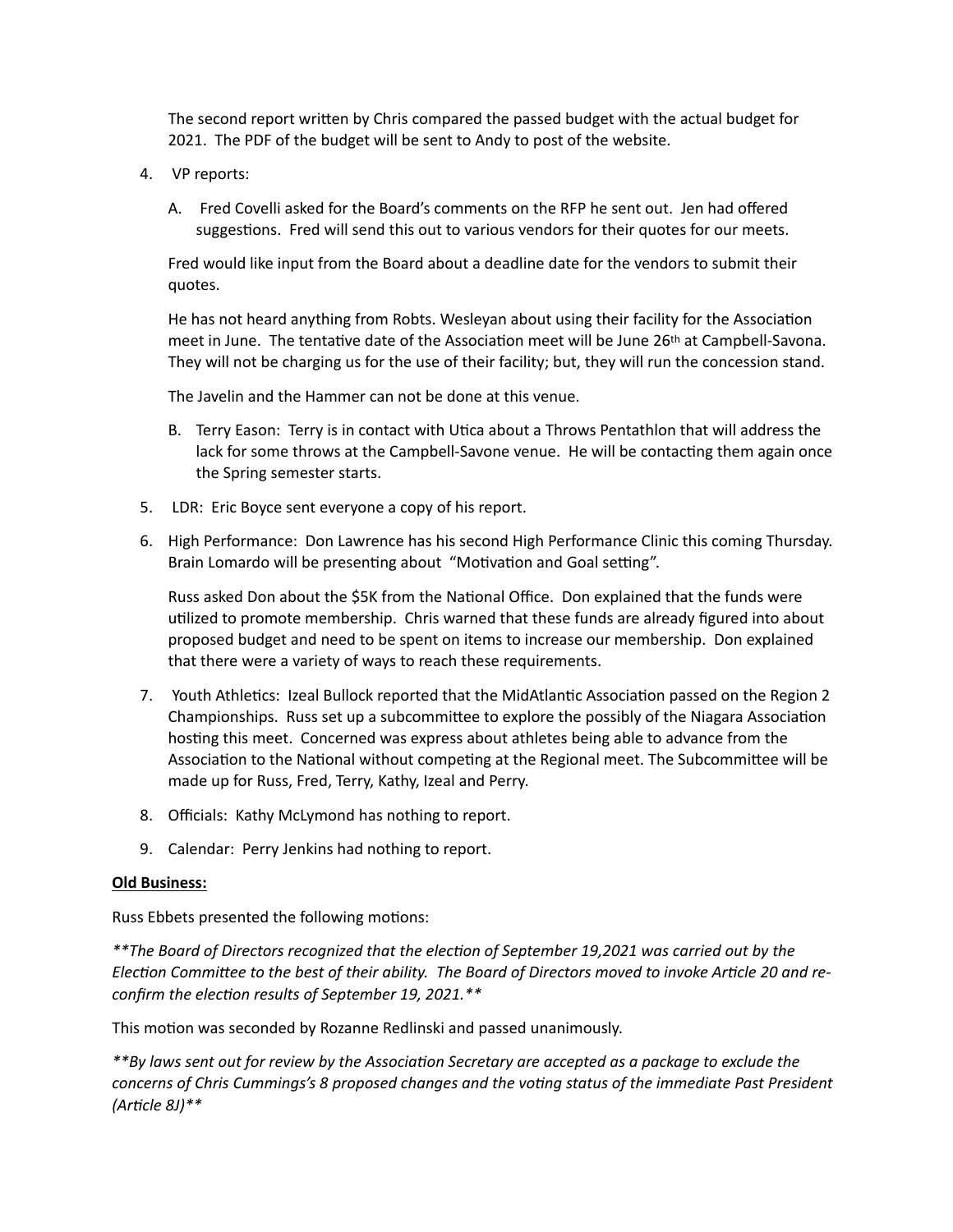The second report written by Chris compared the passed budget with the actual budget for 2021. The PDF of the budget will be sent to Andy to post of the website.

4. VP reports:

   A. Fred Covelli asked for the Board's comments on the RFP he sent out. Jen had offered suggestions. Fred will send this out to various vendors for their quotes for our meets.

   Fred would like input from the Board about a deadline date for the vendors to submit their quotes.

   He has not heard anything from Robts. Wesleyan about using their facility for the Association meet in June. The tentative date of the Association meet will be June 26th at Campbell-Savona. They will not be charging us for the use of their facility; but, they will run the concession stand.

   The Javelin and the Hammer can not be done at this venue.

   B. Terry Eason: Terry is in contact with Utica about a Throws Pentathlon that will address the lack for some throws at the Campbell-Savone venue. He will be contacting them again once the Spring semester starts.

5. LDR: Eric Boyce sent everyone a copy of his report.

6. High Performance: Don Lawrence has his second High Performance Clinic this coming Thursday. Brain Lomardo will be presenting about "Motivation and Goal setting".

   Russ asked Don about the $5K from the National Office. Don explained that the funds were utilized to promote membership. Chris warned that these funds are already figured into about proposed budget and need to be spent on items to increase our membership. Don explained that there were a variety of ways to reach these requirements.

7. Youth Athletics: Izeal Bullock reported that the MidAtlantic Association passed on the Region 2 Championships. Russ set up a subcommittee to explore the possibly of the Niagara Association hosting this meet. Concerned was express about athletes being able to advance from the Association to the National without competing at the Regional meet. The Subcommittee will be made up for Russ, Fred, Terry, Kathy, Izeal and Perry.

8. Officials: Kathy McLymond has nothing to report.

9. Calendar: Perry Jenkins had nothing to report.

**Old Business:**

Russ Ebbets presented the following motions:

*\*\*The Board of Directors recognized that the election of September 19,2021 was carried out by the Election Committee to the best of their ability. The Board of Directors moved to invoke Article 20 and re-confirm the election results of September 19, 2021.\*\**

This motion was seconded by Rozanne Redlinski and passed unanimously.

*\*\*By laws sent out for review by the Association Secretary are accepted as a package to exclude the concerns of Chris Cummings's 8 proposed changes and the voting status of the immediate Past President (Article 8J)\*\**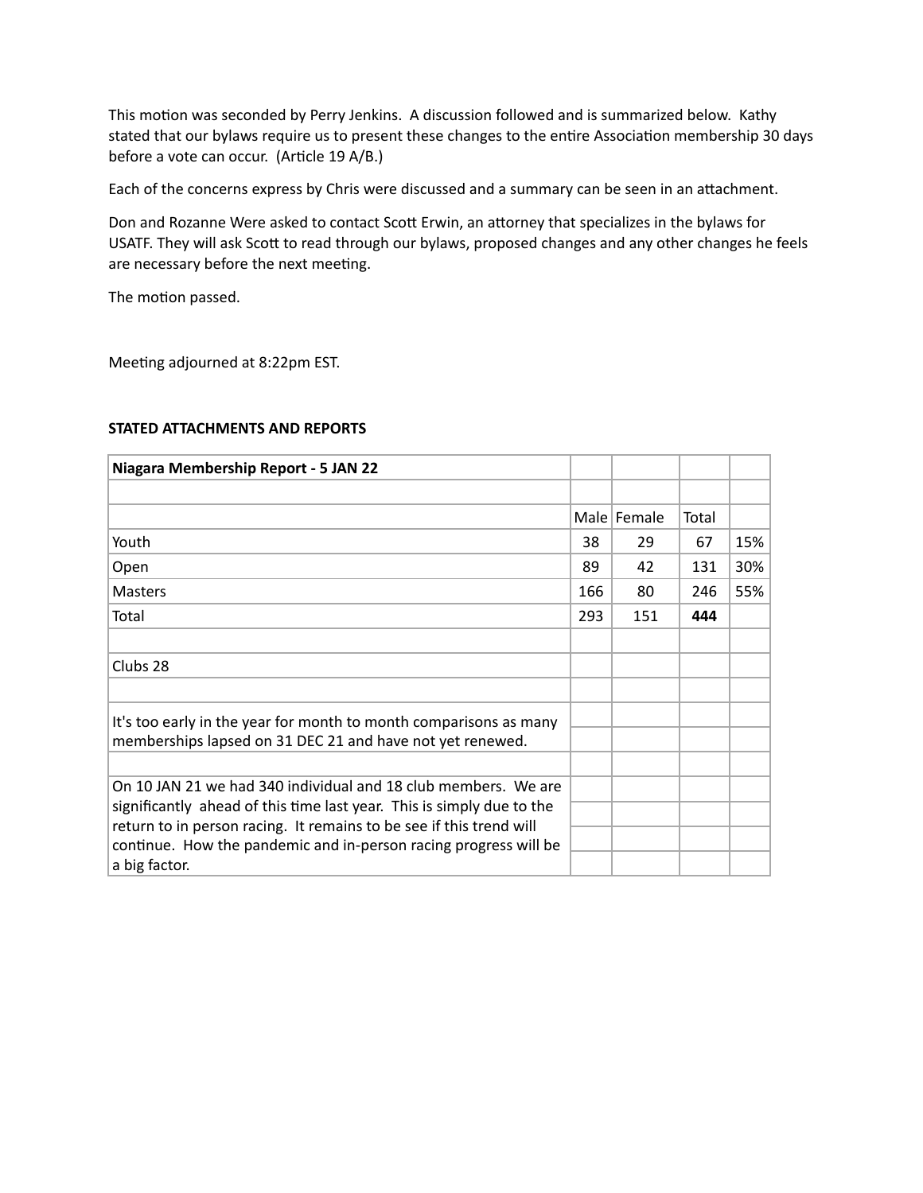This motion was seconded by Perry Jenkins. A discussion followed and is summarized below. Kathy stated that our bylaws require us to present these changes to the entire Association membership 30 days before a vote can occur. (Article 19 A/B.)

Each of the concerns express by Chris were discussed and a summary can be seen in an attachment.

Don and Rozanne Were asked to contact Scott Erwin, an attorney that specializes in the bylaws for USATF. They will ask Scott to read through our bylaws, proposed changes and any other changes he feels are necessary before the next meeting.

The motion passed.

Meeting adjourned at 8:22pm EST.

**STATED ATTACHMENTS AND REPORTS**

| **Niagara Membership Report - 5 JAN 22** | | | | |
|---|---|---|---|---|
| | | | | |
| | Male | Female | Total | |
| Youth | 38 | 29 | 67 | 15% |
| Open | 89 | 42 | 131 | 30% |
| Masters | 166 | 80 | 246 | 55% |
| Total | 293 | 151 | **444** | |
| | | | | |
| Clubs 28 | | | | |
| | | | | |
| It's too early in the year for month to month comparisons as many memberships lapsed on 31 DEC 21 and have not yet renewed. | | | | |
| | | | | |
| On 10 JAN 21 we had 340 individual and 18 club members. We are significantly ahead of this time last year. This is simply due to the return to in person racing. It remains to be see if this trend will continue. How the pandemic and in-person racing progress will be a big factor. | | | | |